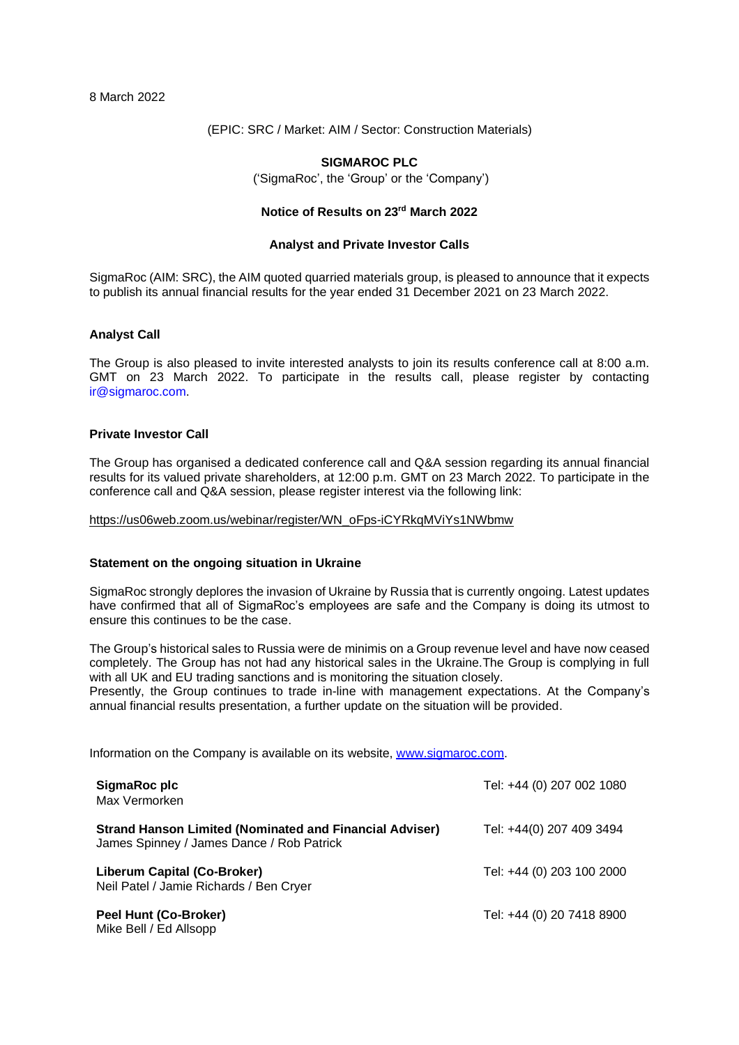8 March 2022

(EPIC: SRC / Market: AIM / Sector: Construction Materials)

**SIGMAROC PLC**

('SigmaRoc', the 'Group' or the 'Company')

**Notice of Results on 23rd March 2022**

**Analyst and Private Investor Calls**

SigmaRoc (AIM: SRC), the AIM quoted quarried materials group, is pleased to announce that it expects to publish its annual financial results for the year ended 31 December 2021 on 23 March 2022.

**Analyst Call**

The Group is also pleased to invite interested analysts to join its results conference call at 8:00 a.m. GMT on 23 March 2022. To participate in the results call, please register by contacting ir@sigmaroc.com.

**Private Investor Call**

The Group has organised a dedicated conference call and Q&A session regarding its annual financial results for its valued private shareholders, at 12:00 p.m. GMT on 23 March 2022. To participate in the conference call and Q&A session, please register interest via the following link:

https://us06web.zoom.us/webinar/register/WN_oFps-iCYRkqMViYs1NWbmw

**Statement on the ongoing situation in Ukraine**

SigmaRoc strongly deplores the invasion of Ukraine by Russia that is currently ongoing. Latest updates have confirmed that all of SigmaRoc's employees are safe and the Company is doing its utmost to ensure this continues to be the case.

The Group's historical sales to Russia were de minimis on a Group revenue level and have now ceased completely. The Group has not had any historical sales in the Ukraine.The Group is complying in full with all UK and EU trading sanctions and is monitoring the situation closely.

Presently, the Group continues to trade in-line with management expectations. At the Company's annual financial results presentation, a further update on the situation will be provided.

Information on the Company is available on its website, www.sigmaroc.com.

| | |
|---|---|
| **SigmaRoc plc**<br>Max Vermorken | Tel: +44 (0) 207 002 1080 |
| **Strand Hanson Limited (Nominated and Financial Adviser)**<br>James Spinney / James Dance / Rob Patrick | Tel: +44(0) 207 409 3494 |
| **Liberum Capital (Co-Broker)**<br>Neil Patel / Jamie Richards / Ben Cryer | Tel: +44 (0) 203 100 2000 |
| **Peel Hunt (Co-Broker)**<br>Mike Bell / Ed Allsopp | Tel: +44 (0) 20 7418 8900 |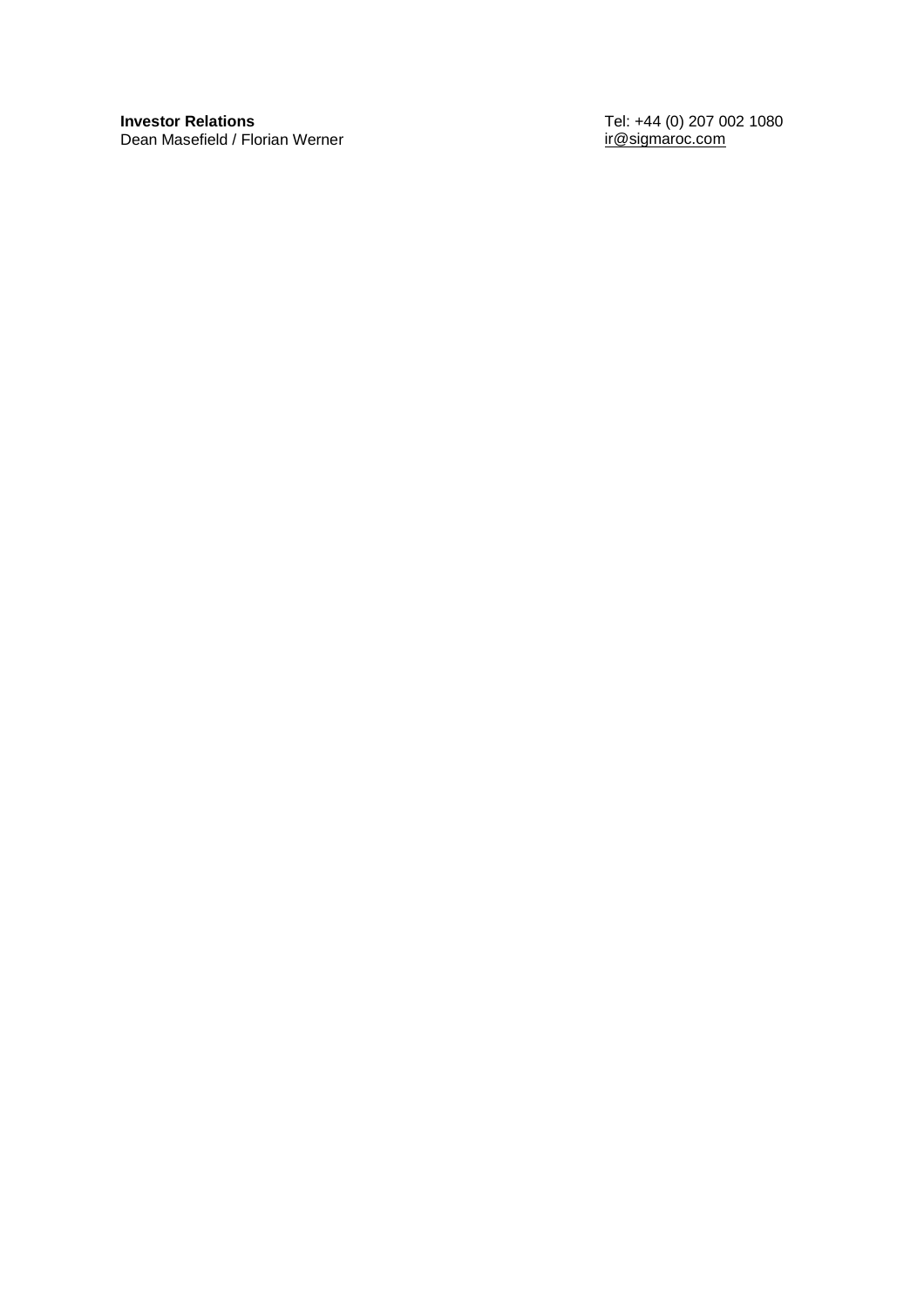| | |
|---|---|
| **Investor Relations** | Tel: +44 (0) 207 002 1080 |
| Dean Masefield / Florian Werner | ir@sigmaroc.com |